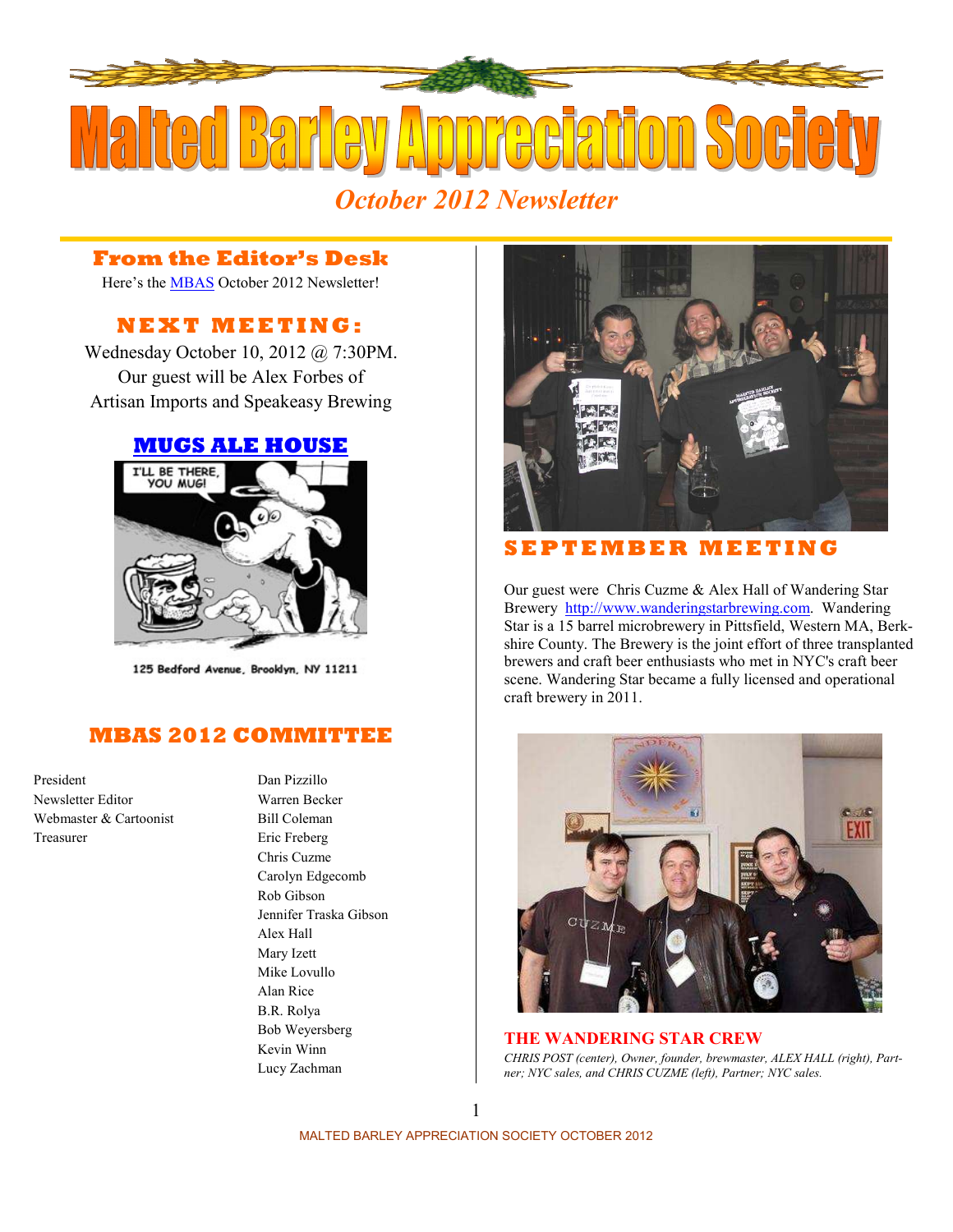# Malted Barley Appreciation Society

*October 2012 Newsletter*

## From the Editor's Desk

Here's the MBAS October 2012 Newsletter!

## NEXT MEETING:

Wednesday October 10, 2012 @ 7:30PM.
Our guest will be Alex Forbes of Artisan Imports and Speakeasy Brewing

## MUGS ALE HOUSE

125 Bedford Avenue, Brooklyn, NY 11211

## MBAS 2012 COMMITTEE

| | |
|---|---|
| President | Dan Pizzillo |
| Newsletter Editor | Warren Becker |
| Webmaster & Cartoonist | Bill Coleman |
| Treasurer | Eric Freberg |
| | Chris Cuzme |
| | Carolyn Edgecomb |
| | Rob Gibson |
| | Jennifer Traska Gibson |
| | Alex Hall |
| | Mary Izett |
| | Mike Lovullo |
| | Alan Rice |
| | B.R. Rolya |
| | Bob Weyersberg |
| | Kevin Winn |
| | Lucy Zachman |

## SEPTEMBER MEETING

Our guest were Chris Cuzme & Alex Hall of Wandering Star Brewery http://www.wanderingstarbrewing.com. Wandering Star is a 15 barrel microbrewery in Pittsfield, Western MA, Berkshire County. The Brewery is the joint effort of three transplanted brewers and craft beer enthusiasts who met in NYC's craft beer scene. Wandering Star became a fully licensed and operational craft brewery in 2011.

**THE WANDERING STAR CREW**

*CHRIS POST (center), Owner, founder, brewmaster, ALEX HALL (right), Partner; NYC sales, and CHRIS CUZME (left), Partner; NYC sales.*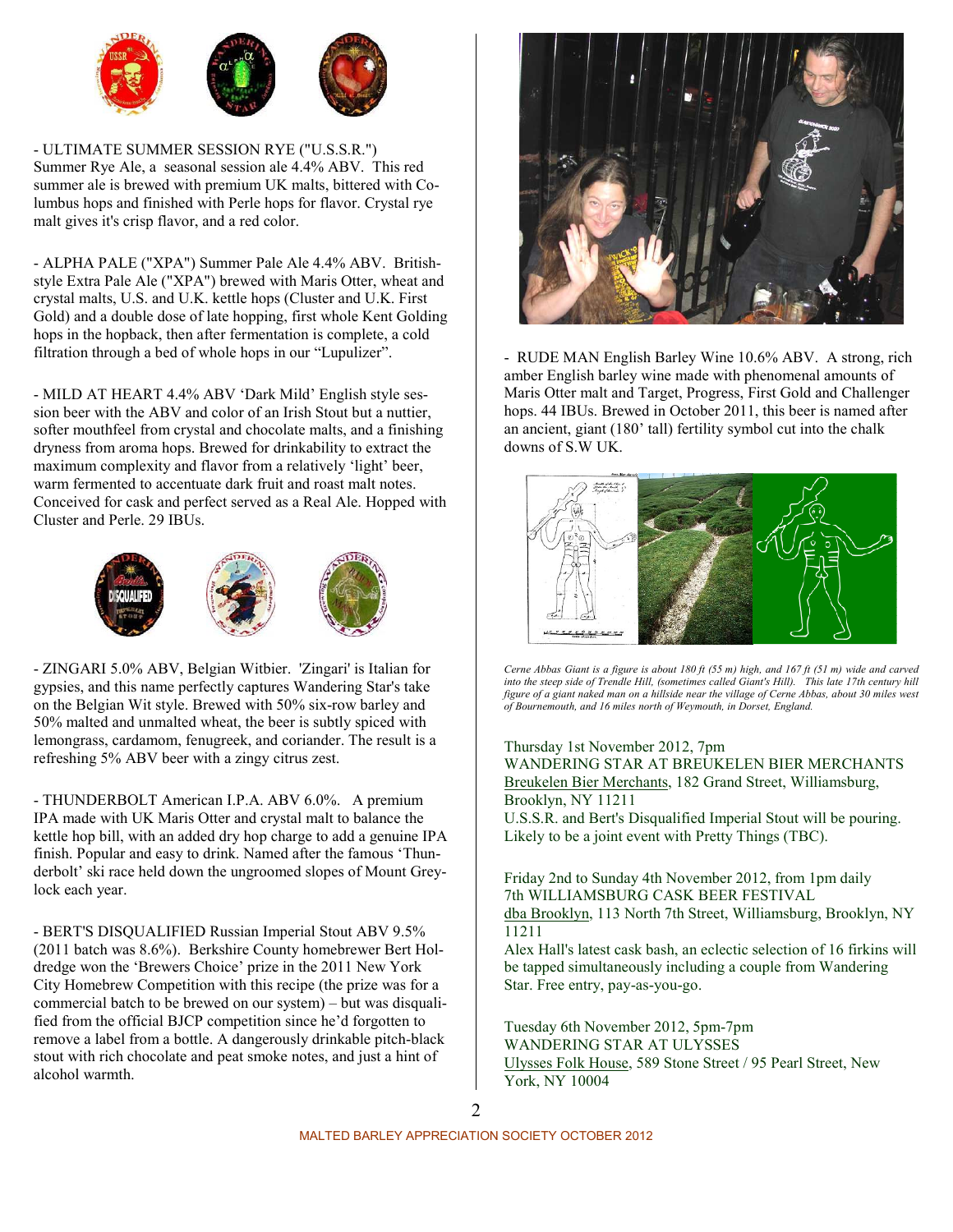- ULTIMATE SUMMER SESSION RYE ("U.S.S.R.") Summer Rye Ale, a seasonal session ale 4.4% ABV. This red summer ale is brewed with premium UK malts, bittered with Columbus hops and finished with Perle hops for flavor. Crystal rye malt gives it's crisp flavor, and a red color.

- ALPHA PALE ("XPA") Summer Pale Ale 4.4% ABV. British-style Extra Pale Ale ("XPA") brewed with Maris Otter, wheat and crystal malts, U.S. and U.K. kettle hops (Cluster and U.K. First Gold) and a double dose of late hopping, first whole Kent Golding hops in the hopback, then after fermentation is complete, a cold filtration through a bed of whole hops in our "Lupulizer".

- MILD AT HEART 4.4% ABV 'Dark Mild' English style session beer with the ABV and color of an Irish Stout but a nuttier, softer mouthfeel from crystal and chocolate malts, and a finishing dryness from aroma hops. Brewed for drinkability to extract the maximum complexity and flavor from a relatively 'light' beer, warm fermented to accentuate dark fruit and roast malt notes. Conceived for cask and perfect served as a Real Ale. Hopped with Cluster and Perle. 29 IBUs.

- ZINGARI 5.0% ABV, Belgian Witbier. 'Zingari' is Italian for gypsies, and this name perfectly captures Wandering Star's take on the Belgian Wit style. Brewed with 50% six-row barley and 50% malted and unmalted wheat, the beer is subtly spiced with lemongrass, cardamom, fenugreek, and coriander. The result is a refreshing 5% ABV beer with a zingy citrus zest.

- THUNDERBOLT American I.P.A. ABV 6.0%. A premium IPA made with UK Maris Otter and crystal malt to balance the kettle hop bill, with an added dry hop charge to add a genuine IPA finish. Popular and easy to drink. Named after the famous 'Thunderbolt' ski race held down the ungroomed slopes of Mount Greylock each year.

- BERT'S DISQUALIFIED Russian Imperial Stout ABV 9.5% (2011 batch was 8.6%). Berkshire County homebrewer Bert Holdredge won the 'Brewers Choice' prize in the 2011 New York City Homebrew Competition with this recipe (the prize was for a commercial batch to be brewed on our system) – but was disqualified from the official BJCP competition since he'd forgotten to remove a label from a bottle. A dangerously drinkable pitch-black stout with rich chocolate and peat smoke notes, and just a hint of alcohol warmth.

- RUDE MAN English Barley Wine 10.6% ABV. A strong, rich amber English barley wine made with phenomenal amounts of Maris Otter malt and Target, Progress, First Gold and Challenger hops. 44 IBUs. Brewed in October 2011, this beer is named after an ancient, giant (180' tall) fertility symbol cut into the chalk downs of S.W UK.

*Cerne Abbas Giant is a figure is about 180 ft (55 m) high, and 167 ft (51 m) wide and carved into the steep side of Trendle Hill, (sometimes called Giant's Hill). This late 17th century hill figure of a giant naked man on a hillside near the village of Cerne Abbas, about 30 miles west of Bournemouth, and 16 miles north of Weymouth, in Dorset, England.*

Thursday 1st November 2012, 7pm
WANDERING STAR AT BREUKELEN BIER MERCHANTS
Breukelen Bier Merchants, 182 Grand Street, Williamsburg, Brooklyn, NY 11211
U.S.S.R. and Bert's Disqualified Imperial Stout will be pouring. Likely to be a joint event with Pretty Things (TBC).

Friday 2nd to Sunday 4th November 2012, from 1pm daily
7th WILLIAMSBURG CASK BEER FESTIVAL
dba Brooklyn, 113 North 7th Street, Williamsburg, Brooklyn, NY 11211
Alex Hall's latest cask bash, an eclectic selection of 16 firkins will be tapped simultaneously including a couple from Wandering Star. Free entry, pay-as-you-go.

Tuesday 6th November 2012, 5pm-7pm
WANDERING STAR AT ULYSSES
Ulysses Folk House, 589 Stone Street / 95 Pearl Street, New York, NY 10004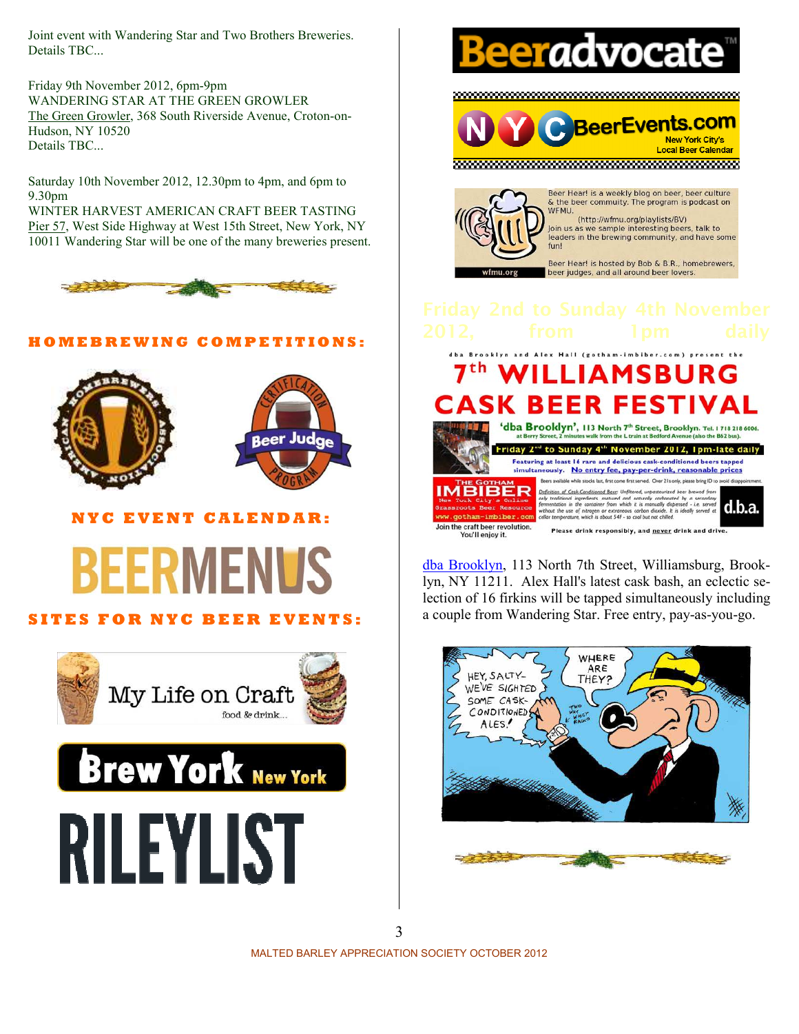Joint event with Wandering Star and Two Brothers Breweries. Details TBC...

Friday 9th November 2012, 6pm-9pm
WANDERING STAR AT THE GREEN GROWLER
The Green Growler, 368 South Riverside Avenue, Croton-on-Hudson, NY 10520
Details TBC...

Saturday 10th November 2012, 12.30pm to 4pm, and 6pm to 9.30pm
WINTER HARVEST AMERICAN CRAFT BEER TASTING
Pier 57, West Side Highway at West 15th Street, New York, NY 10011 Wandering Star will be one of the many breweries present.

## HOMEBREWING COMPETITIONS:

## NYC EVENT CALENDAR:

## SITES FOR NYC BEER EVENTS:

Friday 2nd to Sunday 4th November 2012, from 1pm daily

dba Brooklyn, 113 North 7th Street, Williamsburg, Brooklyn, NY 11211. Alex Hall's latest cask bash, an eclectic selection of 16 firkins will be tapped simultaneously including a couple from Wandering Star. Free entry, pay-as-you-go.